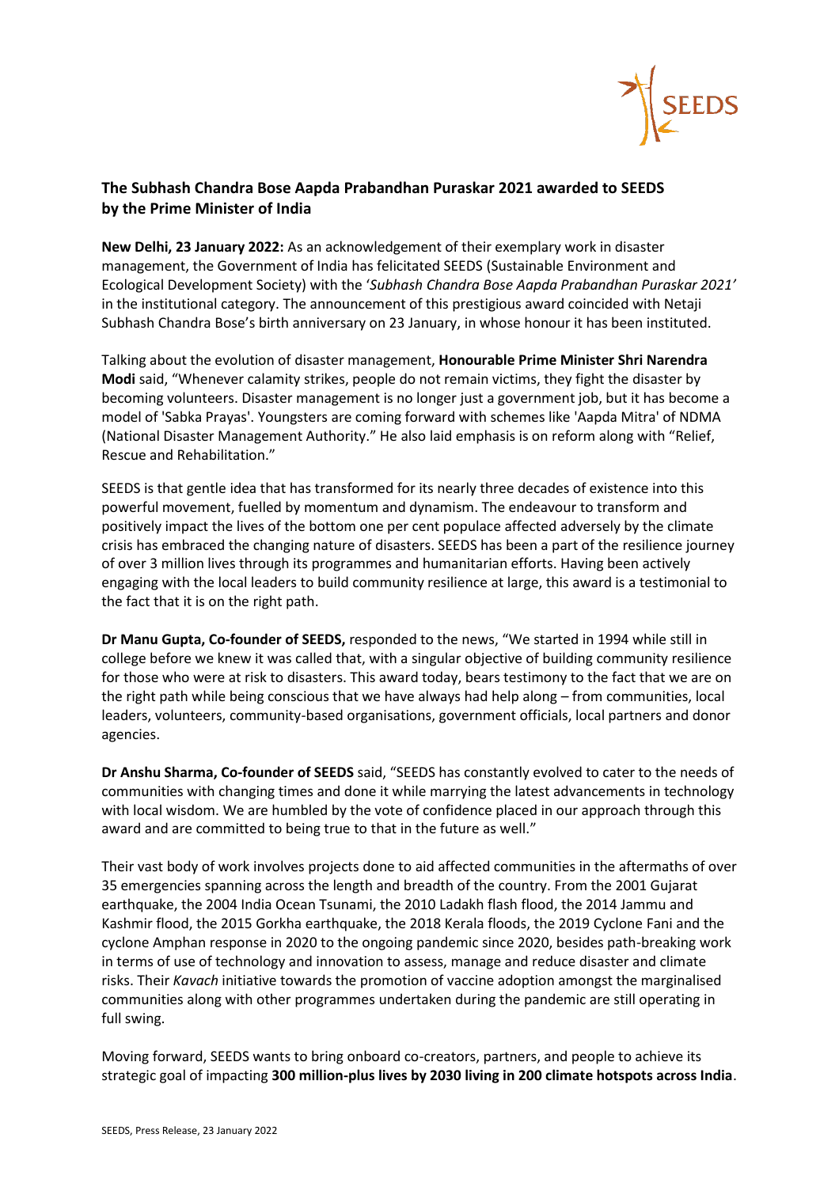## The Subhash Chandra Bose Aapda Prabandhan Puraskar 2021 awarded to SEEDS by the Prime Minister of India

**New Delhi, 23 January 2022:** As an acknowledgement of their exemplary work in disaster management, the Government of India has felicitated SEEDS (Sustainable Environment and Ecological Development Society) with the '*Subhash Chandra Bose Aapda Prabandhan Puraskar 2021'* in the institutional category. The announcement of this prestigious award coincided with Netaji Subhash Chandra Bose's birth anniversary on 23 January, in whose honour it has been instituted.

Talking about the evolution of disaster management, **Honourable Prime Minister Shri Narendra Modi** said, "Whenever calamity strikes, people do not remain victims, they fight the disaster by becoming volunteers. Disaster management is no longer just a government job, but it has become a model of 'Sabka Prayas'. Youngsters are coming forward with schemes like 'Aapda Mitra' of NDMA (National Disaster Management Authority." He also laid emphasis is on reform along with "Relief, Rescue and Rehabilitation."

SEEDS is that gentle idea that has transformed for its nearly three decades of existence into this powerful movement, fuelled by momentum and dynamism. The endeavour to transform and positively impact the lives of the bottom one per cent populace affected adversely by the climate crisis has embraced the changing nature of disasters. SEEDS has been a part of the resilience journey of over 3 million lives through its programmes and humanitarian efforts. Having been actively engaging with the local leaders to build community resilience at large, this award is a testimonial to the fact that it is on the right path.

**Dr Manu Gupta, Co-founder of SEEDS,** responded to the news, "We started in 1994 while still in college before we knew it was called that, with a singular objective of building community resilience for those who were at risk to disasters. This award today, bears testimony to the fact that we are on the right path while being conscious that we have always had help along – from communities, local leaders, volunteers, community-based organisations, government officials, local partners and donor agencies.

**Dr Anshu Sharma, Co-founder of SEEDS** said, "SEEDS has constantly evolved to cater to the needs of communities with changing times and done it while marrying the latest advancements in technology with local wisdom. We are humbled by the vote of confidence placed in our approach through this award and are committed to being true to that in the future as well."

Their vast body of work involves projects done to aid affected communities in the aftermaths of over 35 emergencies spanning across the length and breadth of the country. From the 2001 Gujarat earthquake, the 2004 India Ocean Tsunami, the 2010 Ladakh flash flood, the 2014 Jammu and Kashmir flood, the 2015 Gorkha earthquake, the 2018 Kerala floods, the 2019 Cyclone Fani and the cyclone Amphan response in 2020 to the ongoing pandemic since 2020, besides path-breaking work in terms of use of technology and innovation to assess, manage and reduce disaster and climate risks. Their *Kavach* initiative towards the promotion of vaccine adoption amongst the marginalised communities along with other programmes undertaken during the pandemic are still operating in full swing.

Moving forward, SEEDS wants to bring onboard co-creators, partners, and people to achieve its strategic goal of impacting **300 million-plus lives by 2030 living in 200 climate hotspots across India**.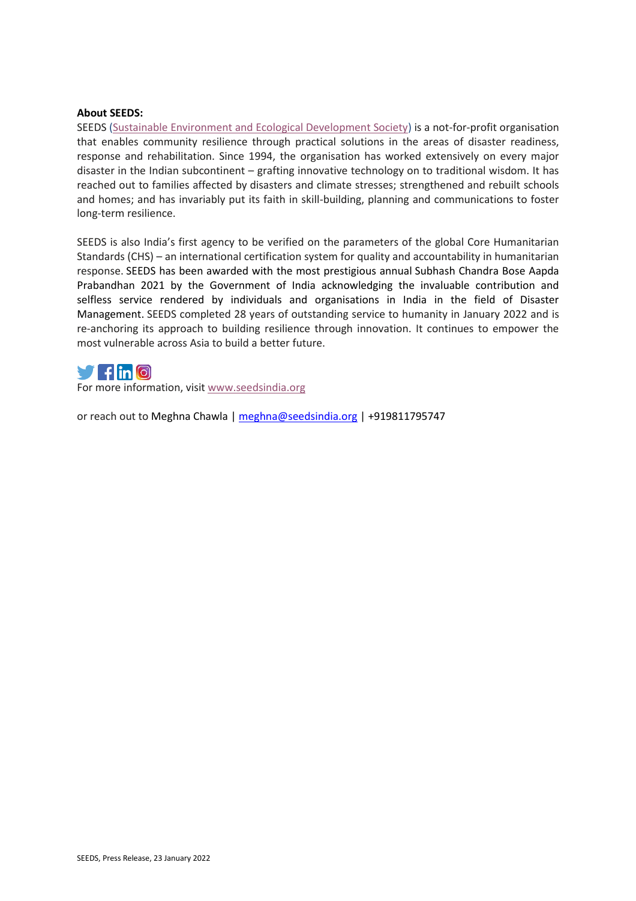**About SEEDS:**

SEEDS (Sustainable Environment and Ecological Development Society) is a not-for-profit organisation that enables community resilience through practical solutions in the areas of disaster readiness, response and rehabilitation. Since 1994, the organisation has worked extensively on every major disaster in the Indian subcontinent – grafting innovative technology on to traditional wisdom. It has reached out to families affected by disasters and climate stresses; strengthened and rebuilt schools and homes; and has invariably put its faith in skill-building, planning and communications to foster long-term resilience.

SEEDS is also India's first agency to be verified on the parameters of the global Core Humanitarian Standards (CHS) – an international certification system for quality and accountability in humanitarian response. SEEDS has been awarded with the most prestigious annual Subhash Chandra Bose Aapda Prabandhan 2021 by the Government of India acknowledging the invaluable contribution and selfless service rendered by individuals and organisations in India in the field of Disaster Management. SEEDS completed 28 years of outstanding service to humanity in January 2022 and is re-anchoring its approach to building resilience through innovation. It continues to empower the most vulnerable across Asia to build a better future.

For more information, visit www.seedsindia.org

or reach out to Meghna Chawla | meghna@seedsindia.org | +919811795747